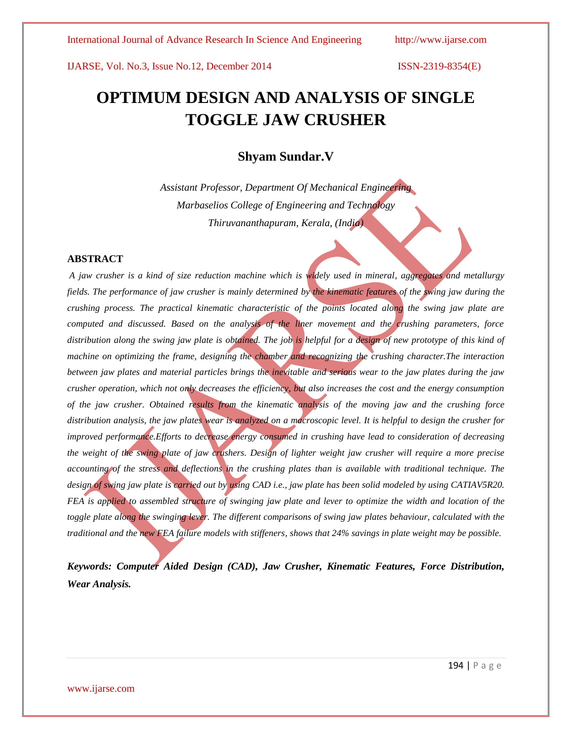# OPTIMUM DESIGN AND ANALYSIS OF SINGLE TOGGLE JAW CRUSHER

## Shyam Sundar.V

*Assistant Professor, Department Of Mechanical Engineering*
*Marbaselios College of Engineering and Technology*
*Thiruvananthapuram, Kerala, (India)*

### ABSTRACT

*A jaw crusher is a kind of size reduction machine which is widely used in mineral, aggregates and metallurgy fields. The performance of jaw crusher is mainly determined by the kinematic features of the swing jaw during the crushing process. The practical kinematic characteristic of the points located along the swing jaw plate are computed and discussed. Based on the analysis of the liner movement and the crushing parameters, force distribution along the swing jaw plate is obtained. The job is helpful for a design of new prototype of this kind of machine on optimizing the frame, designing the chamber and recognizing the crushing character.The interaction between jaw plates and material particles brings the inevitable and serious wear to the jaw plates during the jaw crusher operation, which not only decreases the efficiency, but also increases the cost and the energy consumption of the jaw crusher. Obtained results from the kinematic analysis of the moving jaw and the crushing force distribution analysis, the jaw plates wear is analyzed on a macroscopic level. It is helpful to design the crusher for improved performance.Efforts to decrease energy consumed in crushing have lead to consideration of decreasing the weight of the swing plate of jaw crushers. Design of lighter weight jaw crusher will require a more precise accounting of the stress and deflections in the crushing plates than is available with traditional technique. The design of swing jaw plate is carried out by using CAD i.e., jaw plate has been solid modeled by using CATIAV5R20. FEA is applied to assembled structure of swinging jaw plate and lever to optimize the width and location of the toggle plate along the swinging lever. The different comparisons of swing jaw plates behaviour, calculated with the traditional and the new FEA failure models with stiffeners, shows that 24% savings in plate weight may be possible.*

***Keywords: Computer Aided Design (CAD), Jaw Crusher, Kinematic Features, Force Distribution, Wear Analysis.***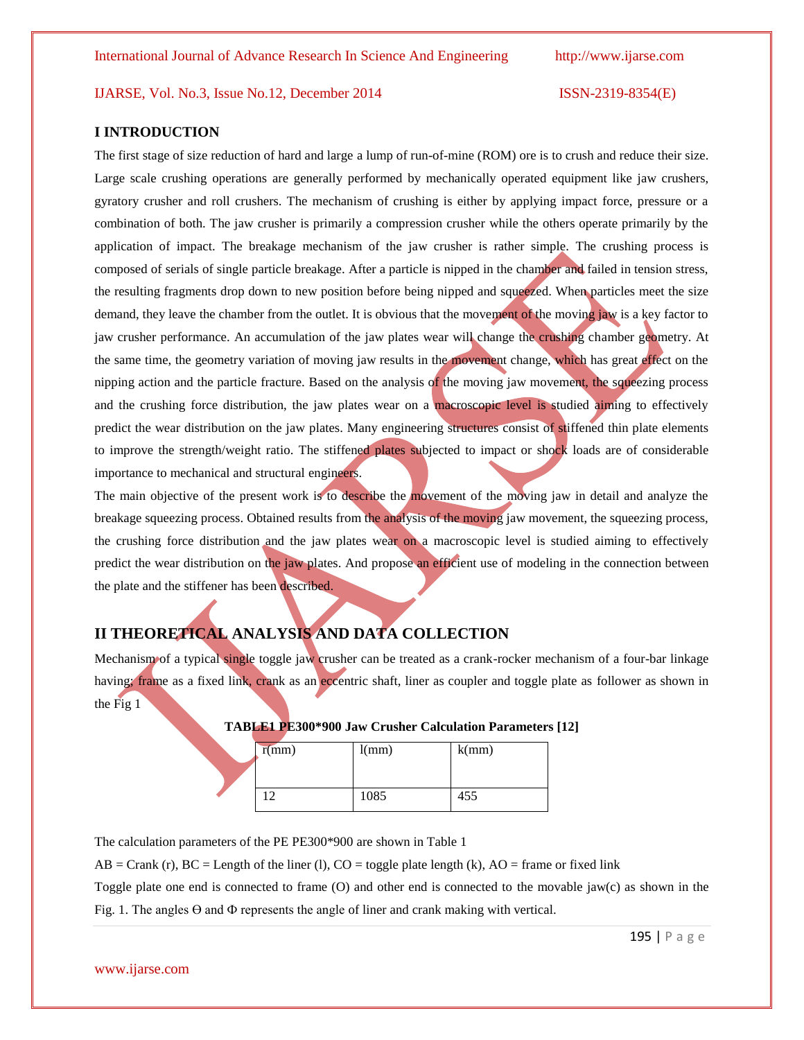## I INTRODUCTION

The first stage of size reduction of hard and large a lump of run-of-mine (ROM) ore is to crush and reduce their size. Large scale crushing operations are generally performed by mechanically operated equipment like jaw crushers, gyratory crusher and roll crushers. The mechanism of crushing is either by applying impact force, pressure or a combination of both. The jaw crusher is primarily a compression crusher while the others operate primarily by the application of impact. The breakage mechanism of the jaw crusher is rather simple. The crushing process is composed of serials of single particle breakage. After a particle is nipped in the chamber and failed in tension stress, the resulting fragments drop down to new position before being nipped and squeezed. When particles meet the size demand, they leave the chamber from the outlet. It is obvious that the movement of the moving jaw is a key factor to jaw crusher performance. An accumulation of the jaw plates wear will change the crushing chamber geometry. At the same time, the geometry variation of moving jaw results in the movement change, which has great effect on the nipping action and the particle fracture. Based on the analysis of the moving jaw movement, the squeezing process and the crushing force distribution, the jaw plates wear on a macroscopic level is studied aiming to effectively predict the wear distribution on the jaw plates. Many engineering structures consist of stiffened thin plate elements to improve the strength/weight ratio. The stiffened plates subjected to impact or shock loads are of considerable importance to mechanical and structural engineers.

The main objective of the present work is to describe the movement of the moving jaw in detail and analyze the breakage squeezing process. Obtained results from the analysis of the moving jaw movement, the squeezing process, the crushing force distribution and the jaw plates wear on a macroscopic level is studied aiming to effectively predict the wear distribution on the jaw plates. And propose an efficient use of modeling in the connection between the plate and the stiffener has been described.

## II THEORETICAL ANALYSIS AND DATA COLLECTION

Mechanism of a typical single toggle jaw crusher can be treated as a crank-rocker mechanism of a four-bar linkage having; frame as a fixed link, crank as an eccentric shaft, liner as coupler and toggle plate as follower as shown in the Fig 1

**TABLE1 PE300*900 Jaw Crusher Calculation Parameters [12]**

| r(mm) | l(mm) | k(mm) |
|---|---|---|
| 12 | 1085 | 455 |

The calculation parameters of the PE PE300*900 are shown in Table 1

AB = Crank (r), BC = Length of the liner (l), CO = toggle plate length (k), AO = frame or fixed link

Toggle plate one end is connected to frame (O) and other end is connected to the movable jaw(c) as shown in the Fig. 1. The angles $\Theta$ and $\Phi$ represents the angle of liner and crank making with vertical.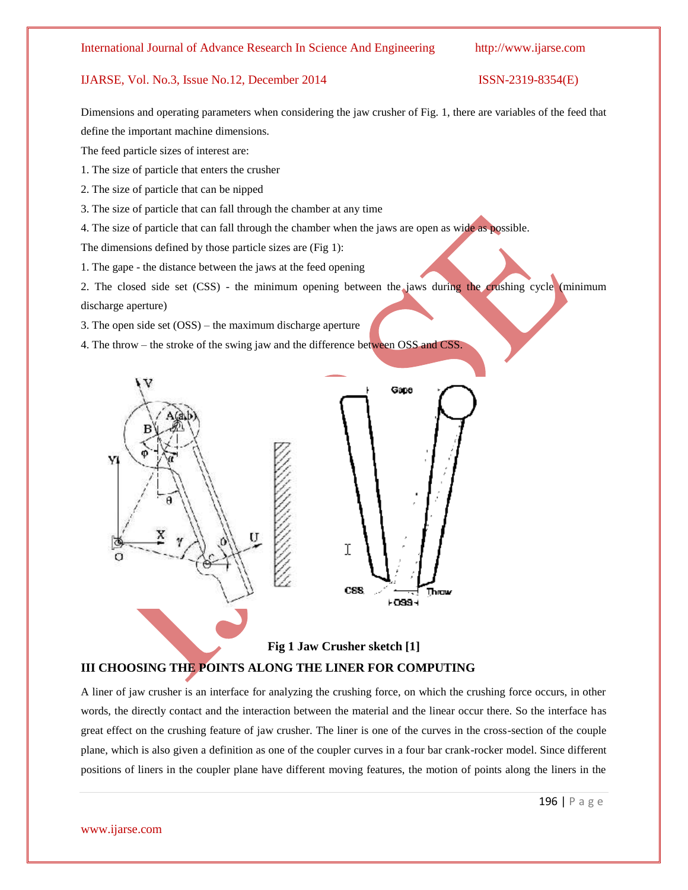Dimensions and operating parameters when considering the jaw crusher of Fig. 1, there are variables of the feed that define the important machine dimensions.

The feed particle sizes of interest are:

1. The size of particle that enters the crusher
2. The size of particle that can be nipped
3. The size of particle that can fall through the chamber at any time
4. The size of particle that can fall through the chamber when the jaws are open as wide as possible.

The dimensions defined by those particle sizes are (Fig 1):

1. The gape - the distance between the jaws at the feed opening
2. The closed side set (CSS) - the minimum opening between the jaws during the crushing cycle (minimum discharge aperture)
3. The open side set (OSS) – the maximum discharge aperture
4. The throw – the stroke of the swing jaw and the difference between OSS and CSS.

**Fig 1 Jaw Crusher sketch [1]**

## III CHOOSING THE POINTS ALONG THE LINER FOR COMPUTING

A liner of jaw crusher is an interface for analyzing the crushing force, on which the crushing force occurs, in other words, the directly contact and the interaction between the material and the linear occur there. So the interface has great effect on the crushing feature of jaw crusher. The liner is one of the curves in the cross-section of the couple plane, which is also given a definition as one of the coupler curves in a four bar crank-rocker model. Since different positions of liners in the coupler plane have different moving features, the motion of points along the liners in the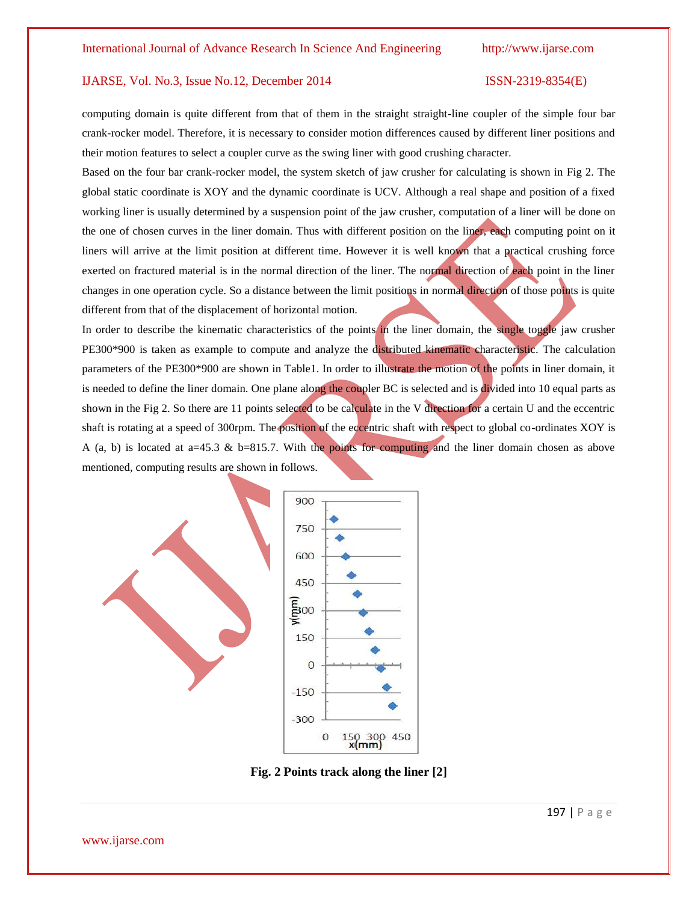computing domain is quite different from that of them in the straight straight-line coupler of the simple four bar crank-rocker model. Therefore, it is necessary to consider motion differences caused by different liner positions and their motion features to select a coupler curve as the swing liner with good crushing character.

Based on the four bar crank-rocker model, the system sketch of jaw crusher for calculating is shown in Fig 2. The global static coordinate is XOY and the dynamic coordinate is UCV. Although a real shape and position of a fixed working liner is usually determined by a suspension point of the jaw crusher, computation of a liner will be done on the one of chosen curves in the liner domain. Thus with different position on the liner, each computing point on it liners will arrive at the limit position at different time. However it is well known that a practical crushing force exerted on fractured material is in the normal direction of the liner. The normal direction of each point in the liner changes in one operation cycle. So a distance between the limit positions in normal direction of those points is quite different from that of the displacement of horizontal motion.

In order to describe the kinematic characteristics of the points in the liner domain, the single toggle jaw crusher PE300*900 is taken as example to compute and analyze the distributed kinematic characteristic. The calculation parameters of the PE300*900 are shown in Table1. In order to illustrate the motion of the points in liner domain, it is needed to define the liner domain. One plane along the coupler BC is selected and is divided into 10 equal parts as shown in the Fig 2. So there are 11 points selected to be calculate in the V direction for a certain U and the eccentric shaft is rotating at a speed of 300rpm. The position of the eccentric shaft with respect to global co-ordinates XOY is A (a, b) is located at a=45.3 & b=815.7. With the points for computing and the liner domain chosen as above mentioned, computing results are shown in follows.

**Fig. 2 Points track along the liner [2]**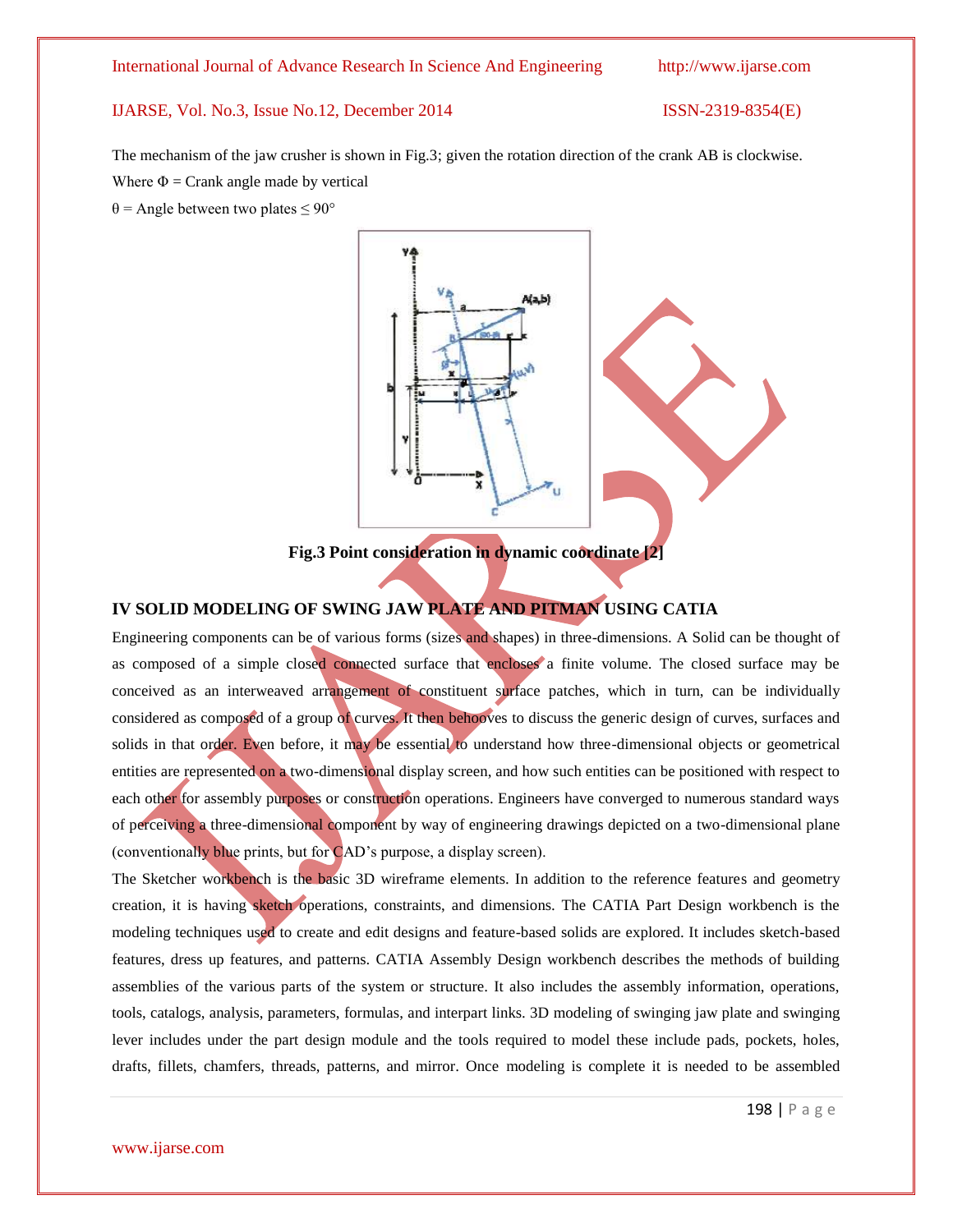The mechanism of the jaw crusher is shown in Fig.3; given the rotation direction of the crank AB is clockwise.

Where $\Phi$ = Crank angle made by vertical

$\theta$ = Angle between two plates $\leq 90°$

**Fig.3 Point consideration in dynamic coordinate [2]**

## IV SOLID MODELING OF SWING JAW PLATE AND PITMAN USING CATIA

Engineering components can be of various forms (sizes and shapes) in three-dimensions. A Solid can be thought of as composed of a simple closed connected surface that encloses a finite volume. The closed surface may be conceived as an interweaved arrangement of constituent surface patches, which in turn, can be individually considered as composed of a group of curves. It then behooves to discuss the generic design of curves, surfaces and solids in that order. Even before, it may be essential to understand how three-dimensional objects or geometrical entities are represented on a two-dimensional display screen, and how such entities can be positioned with respect to each other for assembly purposes or construction operations. Engineers have converged to numerous standard ways of perceiving a three-dimensional component by way of engineering drawings depicted on a two-dimensional plane (conventionally blue prints, but for CAD's purpose, a display screen).

The Sketcher workbench is the basic 3D wireframe elements. In addition to the reference features and geometry creation, it is having sketch operations, constraints, and dimensions. The CATIA Part Design workbench is the modeling techniques used to create and edit designs and feature-based solids are explored. It includes sketch-based features, dress up features, and patterns. CATIA Assembly Design workbench describes the methods of building assemblies of the various parts of the system or structure. It also includes the assembly information, operations, tools, catalogs, analysis, parameters, formulas, and interpart links. 3D modeling of swinging jaw plate and swinging lever includes under the part design module and the tools required to model these include pads, pockets, holes, drafts, fillets, chamfers, threads, patterns, and mirror. Once modeling is complete it is needed to be assembled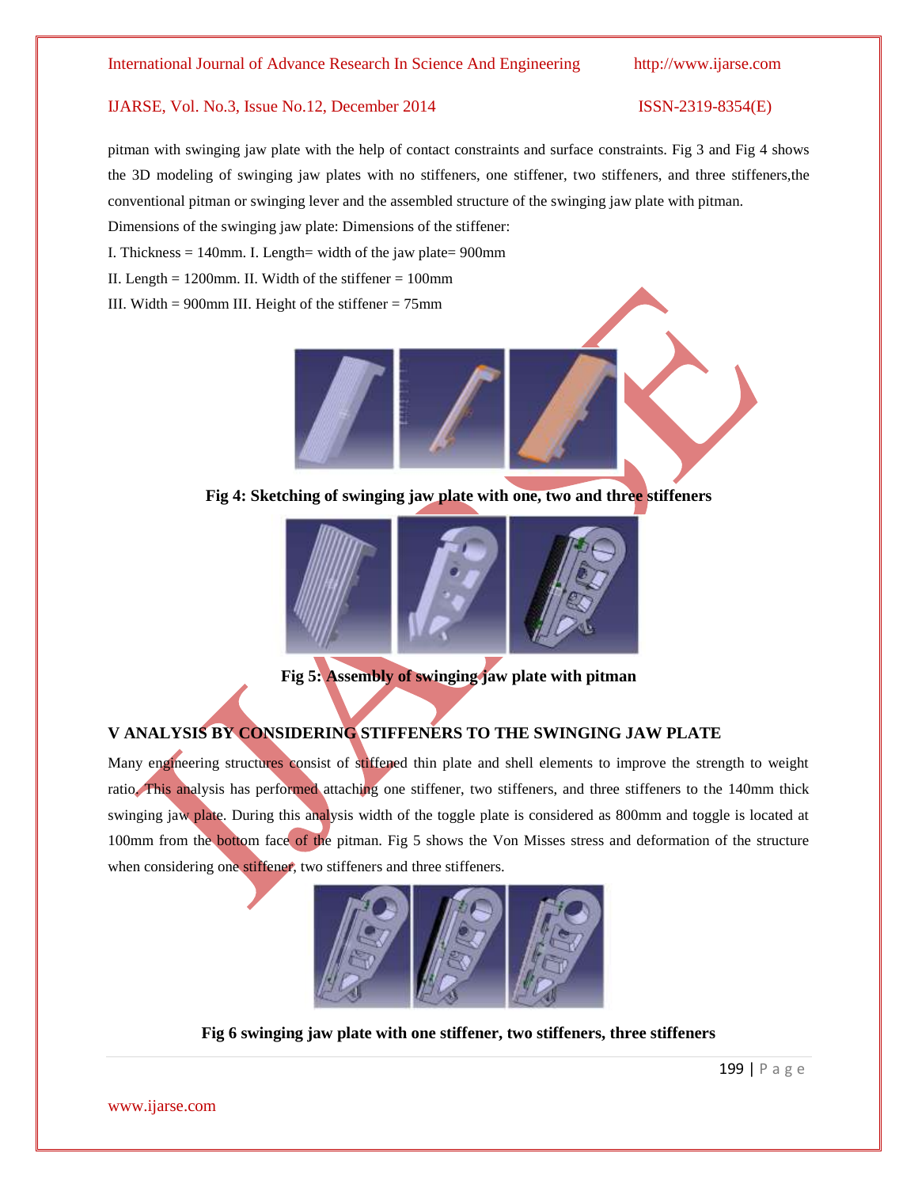pitman with swinging jaw plate with the help of contact constraints and surface constraints. Fig 3 and Fig 4 shows the 3D modeling of swinging jaw plates with no stiffeners, one stiffener, two stiffeners, and three stiffeners,the conventional pitman or swinging lever and the assembled structure of the swinging jaw plate with pitman.

Dimensions of the swinging jaw plate: Dimensions of the stiffener:

I. Thickness = 140mm. I. Length= width of the jaw plate= 900mm

II. Length = 1200mm. II. Width of the stiffener = 100mm

III. Width = 900mm III. Height of the stiffener = 75mm

**Fig 4: Sketching of swinging jaw plate with one, two and three stiffeners**

**Fig 5: Assembly of swinging jaw plate with pitman**

## V ANALYSIS BY CONSIDERING STIFFENERS TO THE SWINGING JAW PLATE

Many engineering structures consist of stiffened thin plate and shell elements to improve the strength to weight ratio. This analysis has performed attaching one stiffener, two stiffeners, and three stiffeners to the 140mm thick swinging jaw plate. During this analysis width of the toggle plate is considered as 800mm and toggle is located at 100mm from the bottom face of the pitman. Fig 5 shows the Von Misses stress and deformation of the structure when considering one stiffener, two stiffeners and three stiffeners.

**Fig 6 swinging jaw plate with one stiffener, two stiffeners, three stiffeners**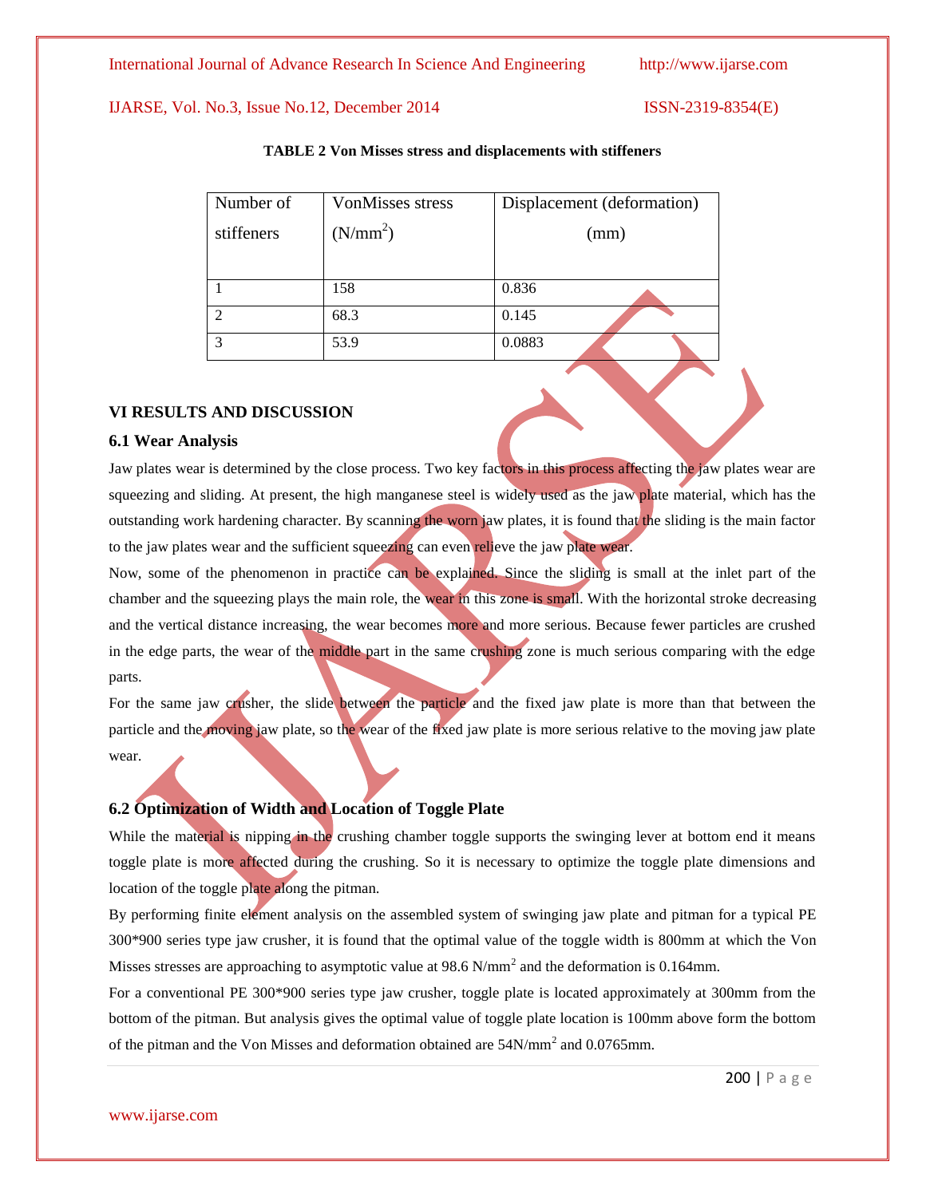**TABLE 2 Von Misses stress and displacements with stiffeners**

| Number of stiffeners | VonMisses stress ($N/mm^2$) | Displacement (deformation) (mm) |
|---|---|---|
| 1 | 158 | 0.836 |
| 2 | 68.3 | 0.145 |
| 3 | 53.9 | 0.0883 |

## VI RESULTS AND DISCUSSION

### 6.1 Wear Analysis

Jaw plates wear is determined by the close process. Two key factors in this process affecting the jaw plates wear are squeezing and sliding. At present, the high manganese steel is widely used as the jaw plate material, which has the outstanding work hardening character. By scanning the worn jaw plates, it is found that the sliding is the main factor to the jaw plates wear and the sufficient squeezing can even relieve the jaw plate wear.

Now, some of the phenomenon in practice can be explained. Since the sliding is small at the inlet part of the chamber and the squeezing plays the main role, the wear in this zone is small. With the horizontal stroke decreasing and the vertical distance increasing, the wear becomes more and more serious. Because fewer particles are crushed in the edge parts, the wear of the middle part in the same crushing zone is much serious comparing with the edge parts.

For the same jaw crusher, the slide between the particle and the fixed jaw plate is more than that between the particle and the moving jaw plate, so the wear of the fixed jaw plate is more serious relative to the moving jaw plate wear.

### 6.2 Optimization of Width and Location of Toggle Plate

While the material is nipping in the crushing chamber toggle supports the swinging lever at bottom end it means toggle plate is more affected during the crushing. So it is necessary to optimize the toggle plate dimensions and location of the toggle plate along the pitman.

By performing finite element analysis on the assembled system of swinging jaw plate and pitman for a typical PE 300*900 series type jaw crusher, it is found that the optimal value of the toggle width is 800mm at which the Von Misses stresses are approaching to asymptotic value at 98.6 $N/mm^2$ and the deformation is 0.164mm.

For a conventional PE 300*900 series type jaw crusher, toggle plate is located approximately at 300mm from the bottom of the pitman. But analysis gives the optimal value of toggle plate location is 100mm above form the bottom of the pitman and the Von Misses and deformation obtained are 54$N/mm^2$ and 0.0765mm.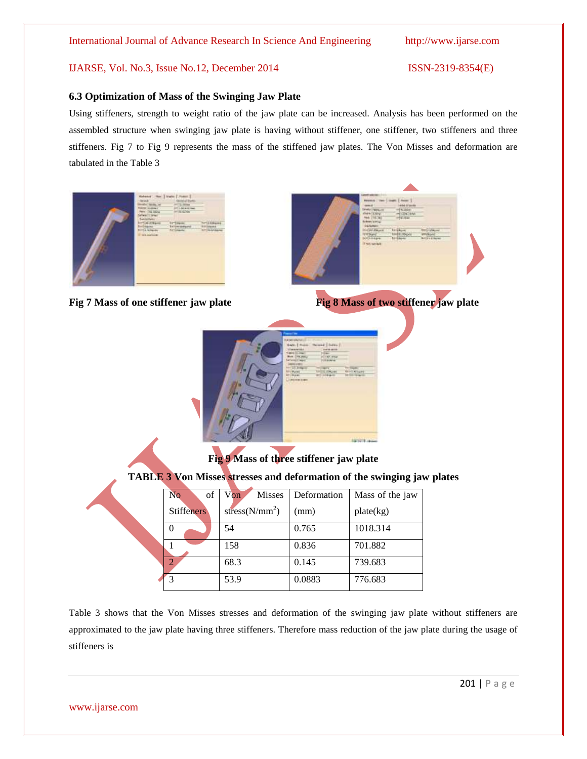### 6.3 Optimization of Mass of the Swinging Jaw Plate

Using stiffeners, strength to weight ratio of the jaw plate can be increased. Analysis has been performed on the assembled structure when swinging jaw plate is having without stiffener, one stiffener, two stiffeners and three stiffeners. Fig 7 to Fig 9 represents the mass of the stiffened jaw plates. The Von Misses and deformation are tabulated in the Table 3

**Fig 7 Mass of one stiffener jaw plate**

**Fig 8 Mass of two stiffener jaw plate**

**Fig 9 Mass of three stiffener jaw plate**

**TABLE 3 Von Misses stresses and deformation of the swinging jaw plates**

| No of Stiffeners | Von Misses stress($N/mm^2$) | Deformation (mm) | Mass of the jaw plate(kg) |
|---|---|---|---|
| 0 | 54 | 0.765 | 1018.314 |
| 1 | 158 | 0.836 | 701.882 |
| 2 | 68.3 | 0.145 | 739.683 |
| 3 | 53.9 | 0.0883 | 776.683 |

Table 3 shows that the Von Misses stresses and deformation of the swinging jaw plate without stiffeners are approximated to the jaw plate having three stiffeners. Therefore mass reduction of the jaw plate during the usage of stiffeners is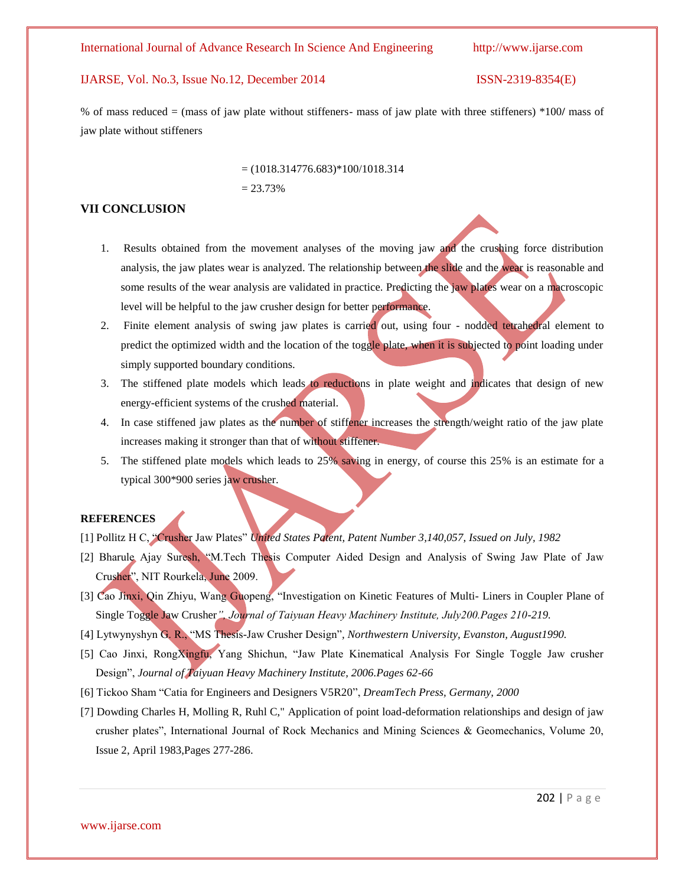% of mass reduced = (mass of jaw plate without stiffeners- mass of jaw plate with three stiffeners) *100/ mass of jaw plate without stiffeners

= (1018.314776.683)*100/1018.314

= 23.73%

## VII CONCLUSION

1. Results obtained from the movement analyses of the moving jaw and the crushing force distribution analysis, the jaw plates wear is analyzed. The relationship between the slide and the wear is reasonable and some results of the wear analysis are validated in practice. Predicting the jaw plates wear on a macroscopic level will be helpful to the jaw crusher design for better performance.
2. Finite element analysis of swing jaw plates is carried out, using four - nodded tetrahedral element to predict the optimized width and the location of the toggle plate, when it is subjected to point loading under simply supported boundary conditions.
3. The stiffened plate models which leads to reductions in plate weight and indicates that design of new energy-efficient systems of the crushed material.
4. In case stiffened jaw plates as the number of stiffener increases the strength/weight ratio of the jaw plate increases making it stronger than that of without stiffener.
5. The stiffened plate models which leads to 25% saving in energy, of course this 25% is an estimate for a typical 300*900 series jaw crusher.

**REFERENCES**

[1] Pollitz H C, "Crusher Jaw Plates" *United States Patent, Patent Number 3,140,057, Issued on July, 1982*

[2] Bharule Ajay Suresh, "M.Tech Thesis Computer Aided Design and Analysis of Swing Jaw Plate of Jaw Crusher", NIT Rourkela, June 2009.

[3] Cao Jinxi, Qin Zhiyu, Wang Guopeng, "Investigation on Kinetic Features of Multi- Liners in Coupler Plane of Single Toggle Jaw Crusher", *Journal of Taiyuan Heavy Machinery Institute, July200.Pages 210-219.*

[4] Lytwynyshyn G. R., "MS Thesis-Jaw Crusher Design", *Northwestern University, Evanston, August1990.*

[5] Cao Jinxi, RongXingfu, Yang Shichun, "Jaw Plate Kinematical Analysis For Single Toggle Jaw crusher Design", *Journal of Taiyuan Heavy Machinery Institute, 2006.Pages 62-66*

[6] Tickoo Sham "Catia for Engineers and Designers V5R20", *DreamTech Press, Germany, 2000*

[7] Dowding Charles H, Molling R, Ruhl C," Application of point load-deformation relationships and design of jaw crusher plates", International Journal of Rock Mechanics and Mining Sciences & Geomechanics, Volume 20, Issue 2, April 1983,Pages 277-286.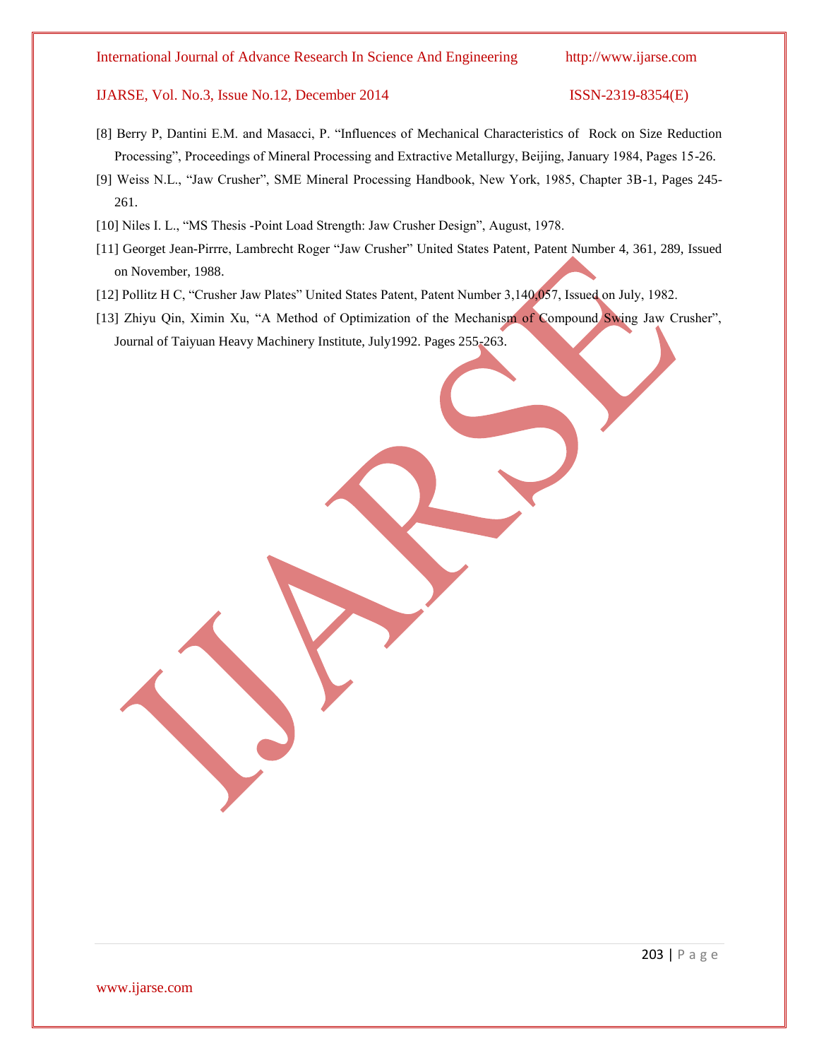[8] Berry P, Dantini E.M. and Masacci, P. "Influences of Mechanical Characteristics of Rock on Size Reduction Processing", Proceedings of Mineral Processing and Extractive Metallurgy, Beijing, January 1984, Pages 15-26.

[9] Weiss N.L., "Jaw Crusher", SME Mineral Processing Handbook, New York, 1985, Chapter 3B-1, Pages 245-261.

[10] Niles I. L., "MS Thesis -Point Load Strength: Jaw Crusher Design", August, 1978.

[11] Georget Jean-Pirrre, Lambrecht Roger "Jaw Crusher" United States Patent, Patent Number 4, 361, 289, Issued on November, 1988.

[12] Pollitz H C, "Crusher Jaw Plates" United States Patent, Patent Number 3,140,057, Issued on July, 1982.

[13] Zhiyu Qin, Ximin Xu, "A Method of Optimization of the Mechanism of Compound Swing Jaw Crusher", Journal of Taiyuan Heavy Machinery Institute, July1992. Pages 255-263.